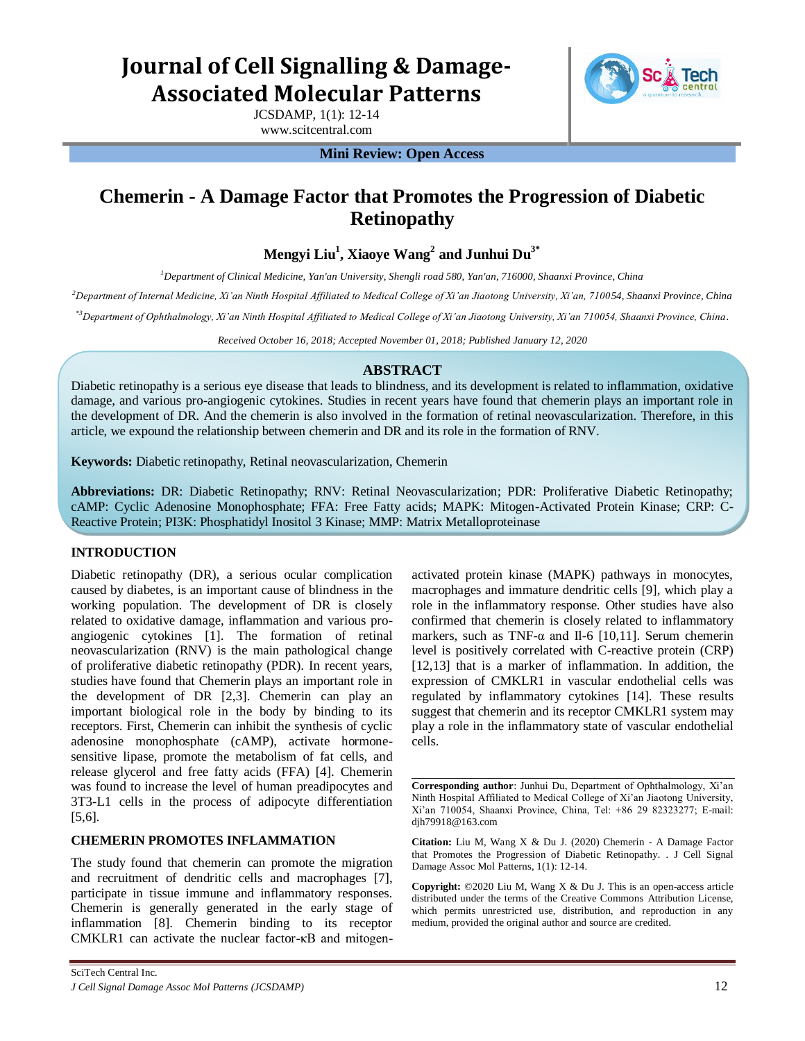# Chemerin - A Damage Factor that Promotes the Progression of Diabetic Retinopathy

**Mengyi Liu[1], Xiaoye Wang[2] and Junhui Du[3*]**

[1]*Department of Clinical Medicine, Yan'an University, Shengli road 580, Yan'an, 716000, Shaanxi Province, China*

[2]*Department of Internal Medicine, Xi'an Ninth Hospital Affiliated to Medical College of Xi'an Jiaotong University, Xi'an, 710054, Shaanxi Province, China*

[*3]*Department of Ophthalmology, Xi'an Ninth Hospital Affiliated to Medical College of Xi'an Jiaotong University, Xi'an 710054, Shaanxi Province, China.*

*Received October 16, 2018; Accepted November 01, 2018; Published January 12, 2020*

## ABSTRACT

Diabetic retinopathy is a serious eye disease that leads to blindness, and its development is related to inflammation, oxidative damage, and various pro-angiogenic cytokines. Studies in recent years have found that chemerin plays an important role in the development of DR. And the chemerin is also involved in the formation of retinal neovascularization. Therefore, in this article, we expound the relationship between chemerin and DR and its role in the formation of RNV.

**Keywords:** Diabetic retinopathy, Retinal neovascularization, Chemerin

**Abbreviations:** DR: Diabetic Retinopathy; RNV: Retinal Neovascularization; PDR: Proliferative Diabetic Retinopathy; cAMP: Cyclic Adenosine Monophosphate; FFA: Free Fatty acids; MAPK: Mitogen-Activated Protein Kinase; CRP: C-Reactive Protein; PI3K: Phosphatidyl Inositol 3 Kinase; MMP: Matrix Metalloproteinase

## INTRODUCTION

Diabetic retinopathy (DR), a serious ocular complication caused by diabetes, is an important cause of blindness in the working population. The development of DR is closely related to oxidative damage, inflammation and various pro-angiogenic cytokines [1]. The formation of retinal neovascularization (RNV) is the main pathological change of proliferative diabetic retinopathy (PDR). In recent years, studies have found that Chemerin plays an important role in the development of DR [2,3]. Chemerin can play an important biological role in the body by binding to its receptors. First, Chemerin can inhibit the synthesis of cyclic adenosine monophosphate (cAMP), activate hormone-sensitive lipase, promote the metabolism of fat cells, and release glycerol and free fatty acids (FFA) [4]. Chemerin was found to increase the level of human preadipocytes and 3T3-L1 cells in the process of adipocyte differentiation [5,6].

## CHEMERIN PROMOTES INFLAMMATION

The study found that chemerin can promote the migration and recruitment of dendritic cells and macrophages [7], participate in tissue immune and inflammatory responses. Chemerin is generally generated in the early stage of inflammation [8]. Chemerin binding to its receptor CMKLR1 can activate the nuclear factor-κB and mitogen-activated protein kinase (MAPK) pathways in monocytes, macrophages and immature dendritic cells [9], which play a role in the inflammatory response. Other studies have also confirmed that chemerin is closely related to inflammatory markers, such as TNF-α and Il-6 [10,11]. Serum chemerin level is positively correlated with C-reactive protein (CRP) [12,13] that is a marker of inflammation. In addition, the expression of CMKLR1 in vascular endothelial cells was regulated by inflammatory cytokines [14]. These results suggest that chemerin and its receptor CMKLR1 system may play a role in the inflammatory state of vascular endothelial cells.

---

**Corresponding author**: Junhui Du, Department of Ophthalmology, Xi'an Ninth Hospital Affiliated to Medical College of Xi'an Jiaotong University, Xi'an 710054, Shaanxi Province, China, Tel: +86 29 82323277; E-mail: djh79918@163.com

**Citation:** Liu M, Wang X & Du J. (2020) Chemerin - A Damage Factor that Promotes the Progression of Diabetic Retinopathy. . J Cell Signal Damage Assoc Mol Patterns, 1(1): 12-14.

**Copyright:** ©2020 Liu M, Wang X & Du J. This is an open-access article distributed under the terms of the Creative Commons Attribution License, which permits unrestricted use, distribution, and reproduction in any medium, provided the original author and source are credited.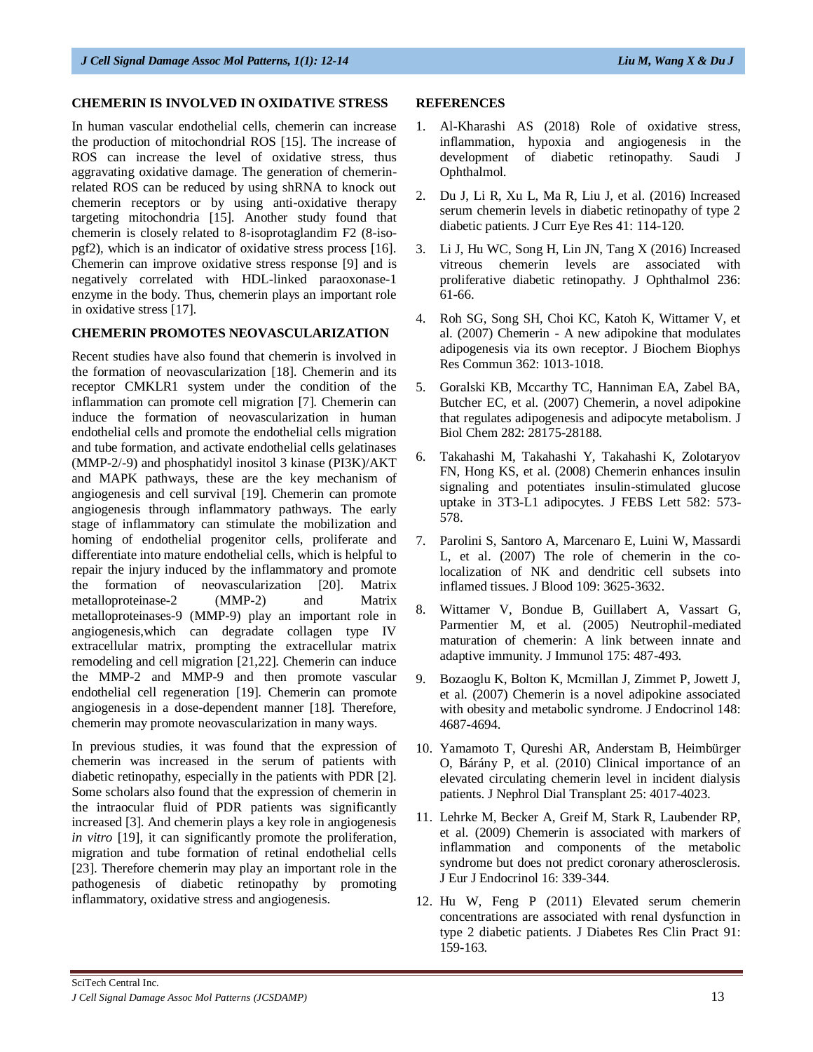## CHEMERIN IS INVOLVED IN OXIDATIVE STRESS

In human vascular endothelial cells, chemerin can increase the production of mitochondrial ROS [15]. The increase of ROS can increase the level of oxidative stress, thus aggravating oxidative damage. The generation of chemerin-related ROS can be reduced by using shRNA to knock out chemerin receptors or by using anti-oxidative therapy targeting mitochondria [15]. Another study found that chemerin is closely related to 8-isoprotaglandim F2 (8-iso-pgf2), which is an indicator of oxidative stress process [16]. Chemerin can improve oxidative stress response [9] and is negatively correlated with HDL-linked paraoxonase-1 enzyme in the body. Thus, chemerin plays an important role in oxidative stress [17].

## CHEMERIN PROMOTES NEOVASCULARIZATION

Recent studies have also found that chemerin is involved in the formation of neovascularization [18]. Chemerin and its receptor CMKLR1 system under the condition of the inflammation can promote cell migration [7]. Chemerin can induce the formation of neovascularization in human endothelial cells and promote the endothelial cells migration and tube formation, and activate endothelial cells gelatinases (MMP-2/-9) and phosphatidyl inositol 3 kinase (PI3K)/AKT and MAPK pathways, these are the key mechanism of angiogenesis and cell survival [19]. Chemerin can promote angiogenesis through inflammatory pathways. The early stage of inflammatory can stimulate the mobilization and homing of endothelial progenitor cells, proliferate and differentiate into mature endothelial cells, which is helpful to repair the injury induced by the inflammatory and promote the formation of neovascularization [20]. Matrix metalloproteinase-2 (MMP-2) and Matrix metalloproteinases-9 (MMP-9) play an important role in angiogenesis,which can degradate collagen type IV extracellular matrix, prompting the extracellular matrix remodeling and cell migration [21,22]. Chemerin can induce the MMP-2 and MMP-9 and then promote vascular endothelial cell regeneration [19]. Chemerin can promote angiogenesis in a dose-dependent manner [18]. Therefore, chemerin may promote neovascularization in many ways.

In previous studies, it was found that the expression of chemerin was increased in the serum of patients with diabetic retinopathy, especially in the patients with PDR [2]. Some scholars also found that the expression of chemerin in the intraocular fluid of PDR patients was significantly increased [3]. And chemerin plays a key role in angiogenesis *in vitro* [19], it can significantly promote the proliferation, migration and tube formation of retinal endothelial cells [23]. Therefore chemerin may play an important role in the pathogenesis of diabetic retinopathy by promoting inflammatory, oxidative stress and angiogenesis.

## REFERENCES

1. Al-Kharashi AS (2018) Role of oxidative stress, inflammation, hypoxia and angiogenesis in the development of diabetic retinopathy. Saudi J Ophthalmol.
2. Du J, Li R, Xu L, Ma R, Liu J, et al. (2016) Increased serum chemerin levels in diabetic retinopathy of type 2 diabetic patients. J Curr Eye Res 41: 114-120.
3. Li J, Hu WC, Song H, Lin JN, Tang X (2016) Increased vitreous chemerin levels are associated with proliferative diabetic retinopathy. J Ophthalmol 236: 61-66.
4. Roh SG, Song SH, Choi KC, Katoh K, Wittamer V, et al. (2007) Chemerin - A new adipokine that modulates adipogenesis via its own receptor. J Biochem Biophys Res Commun 362: 1013-1018.
5. Goralski KB, Mccarthy TC, Hanniman EA, Zabel BA, Butcher EC, et al. (2007) Chemerin, a novel adipokine that regulates adipogenesis and adipocyte metabolism. J Biol Chem 282: 28175-28188.
6. Takahashi M, Takahashi Y, Takahashi K, Zolotaryov FN, Hong KS, et al. (2008) Chemerin enhances insulin signaling and potentiates insulin-stimulated glucose uptake in 3T3-L1 adipocytes. J FEBS Lett 582: 573-578.
7. Parolini S, Santoro A, Marcenaro E, Luini W, Massardi L, et al. (2007) The role of chemerin in the co-localization of NK and dendritic cell subsets into inflamed tissues. J Blood 109: 3625-3632.
8. Wittamer V, Bondue B, Guillabert A, Vassart G, Parmentier M, et al. (2005) Neutrophil-mediated maturation of chemerin: A link between innate and adaptive immunity. J Immunol 175: 487-493.
9. Bozaoglu K, Bolton K, Mcmillan J, Zimmet P, Jowett J, et al. (2007) Chemerin is a novel adipokine associated with obesity and metabolic syndrome. J Endocrinol 148: 4687-4694.
10. Yamamoto T, Qureshi AR, Anderstam B, Heimbürger O, Bárány P, et al. (2010) Clinical importance of an elevated circulating chemerin level in incident dialysis patients. J Nephrol Dial Transplant 25: 4017-4023.
11. Lehrke M, Becker A, Greif M, Stark R, Laubender RP, et al. (2009) Chemerin is associated with markers of inflammation and components of the metabolic syndrome but does not predict coronary atherosclerosis. J Eur J Endocrinol 16: 339-344.
12. Hu W, Feng P (2011) Elevated serum chemerin concentrations are associated with renal dysfunction in type 2 diabetic patients. J Diabetes Res Clin Pract 91: 159-163.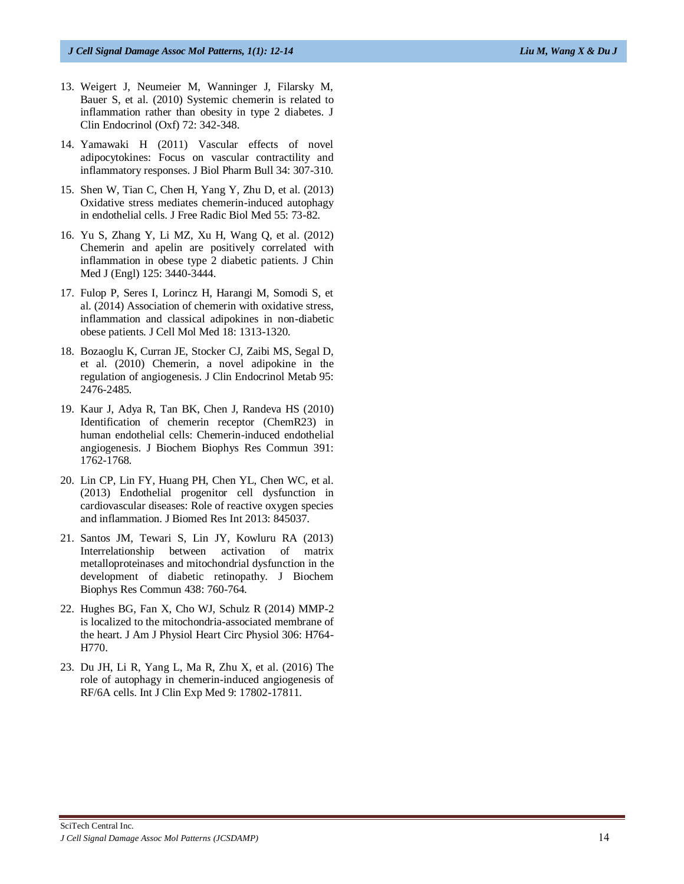13. Weigert J, Neumeier M, Wanninger J, Filarsky M, Bauer S, et al. (2010) Systemic chemerin is related to inflammation rather than obesity in type 2 diabetes. J Clin Endocrinol (Oxf) 72: 342-348.

14. Yamawaki H (2011) Vascular effects of novel adipocytokines: Focus on vascular contractility and inflammatory responses. J Biol Pharm Bull 34: 307-310.

15. Shen W, Tian C, Chen H, Yang Y, Zhu D, et al. (2013) Oxidative stress mediates chemerin-induced autophagy in endothelial cells. J Free Radic Biol Med 55: 73-82.

16. Yu S, Zhang Y, Li MZ, Xu H, Wang Q, et al. (2012) Chemerin and apelin are positively correlated with inflammation in obese type 2 diabetic patients. J Chin Med J (Engl) 125: 3440-3444.

17. Fulop P, Seres I, Lorincz H, Harangi M, Somodi S, et al. (2014) Association of chemerin with oxidative stress, inflammation and classical adipokines in non-diabetic obese patients. J Cell Mol Med 18: 1313-1320.

18. Bozaoglu K, Curran JE, Stocker CJ, Zaibi MS, Segal D, et al. (2010) Chemerin, a novel adipokine in the regulation of angiogenesis. J Clin Endocrinol Metab 95: 2476-2485.

19. Kaur J, Adya R, Tan BK, Chen J, Randeva HS (2010) Identification of chemerin receptor (ChemR23) in human endothelial cells: Chemerin-induced endothelial angiogenesis. J Biochem Biophys Res Commun 391: 1762-1768.

20. Lin CP, Lin FY, Huang PH, Chen YL, Chen WC, et al. (2013) Endothelial progenitor cell dysfunction in cardiovascular diseases: Role of reactive oxygen species and inflammation. J Biomed Res Int 2013: 845037.

21. Santos JM, Tewari S, Lin JY, Kowluru RA (2013) Interrelationship between activation of matrix metalloproteinases and mitochondrial dysfunction in the development of diabetic retinopathy. J Biochem Biophys Res Commun 438: 760-764.

22. Hughes BG, Fan X, Cho WJ, Schulz R (2014) MMP-2 is localized to the mitochondria-associated membrane of the heart. J Am J Physiol Heart Circ Physiol 306: H764-H770.

23. Du JH, Li R, Yang L, Ma R, Zhu X, et al. (2016) The role of autophagy in chemerin-induced angiogenesis of RF/6A cells. Int J Clin Exp Med 9: 17802-17811.